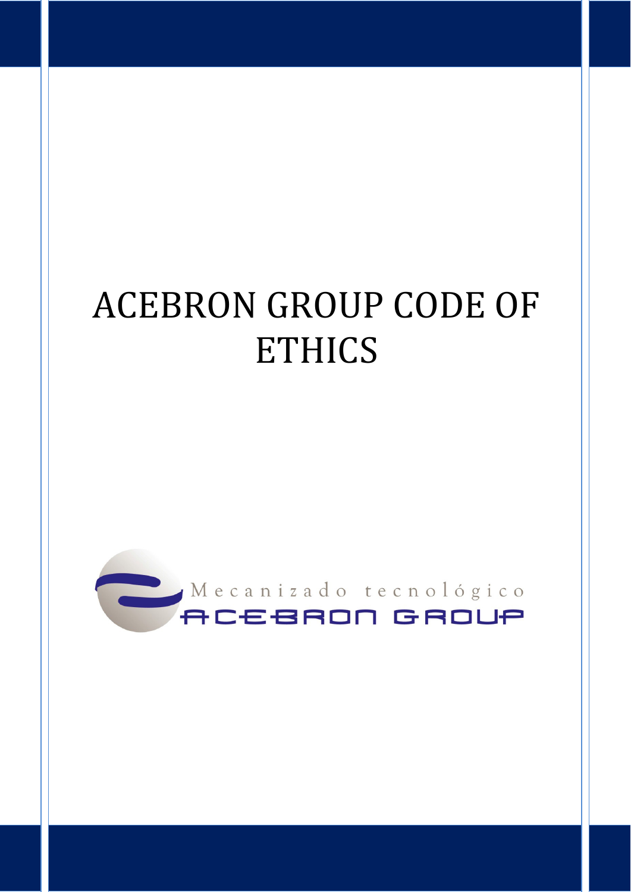# ACEBRON GROUP CODE OF ETHICS

Mecanizado tecnológico

ACEBRON GROUP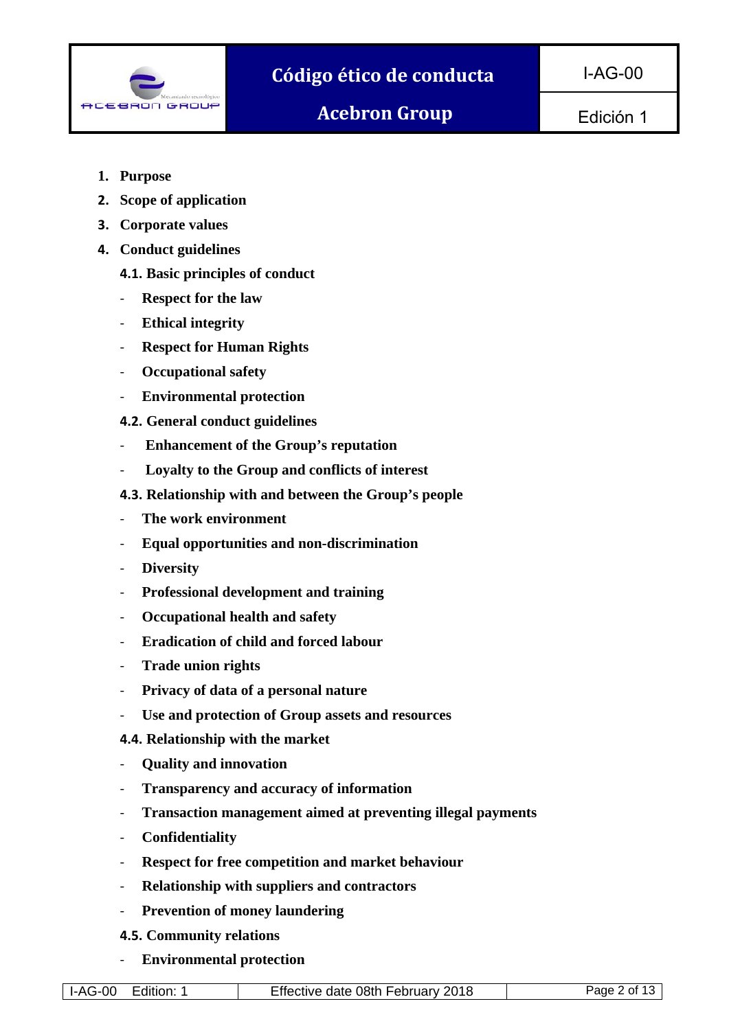1. **Purpose**
2. **Scope of application**
3. **Corporate values**
4. **Conduct guidelines**

   **4.1. Basic principles of conduct**

   - **Respect for the law**
   - **Ethical integrity**
   - **Respect for Human Rights**
   - **Occupational safety**
   - **Environmental protection**

   **4.2. General conduct guidelines**

   - **Enhancement of the Group's reputation**
   - **Loyalty to the Group and conflicts of interest**

   **4.3. Relationship with and between the Group's people**

   - **The work environment**
   - **Equal opportunities and non-discrimination**
   - **Diversity**
   - **Professional development and training**
   - **Occupational health and safety**
   - **Eradication of child and forced labour**
   - **Trade union rights**
   - **Privacy of data of a personal nature**
   - **Use and protection of Group assets and resources**

   **4.4. Relationship with the market**

   - **Quality and innovation**
   - **Transparency and accuracy of information**
   - **Transaction management aimed at preventing illegal payments**
   - **Confidentiality**
   - **Respect for free competition and market behaviour**
   - **Relationship with suppliers and contractors**
   - **Prevention of money laundering**

   **4.5. Community relations**

   - **Environmental protection**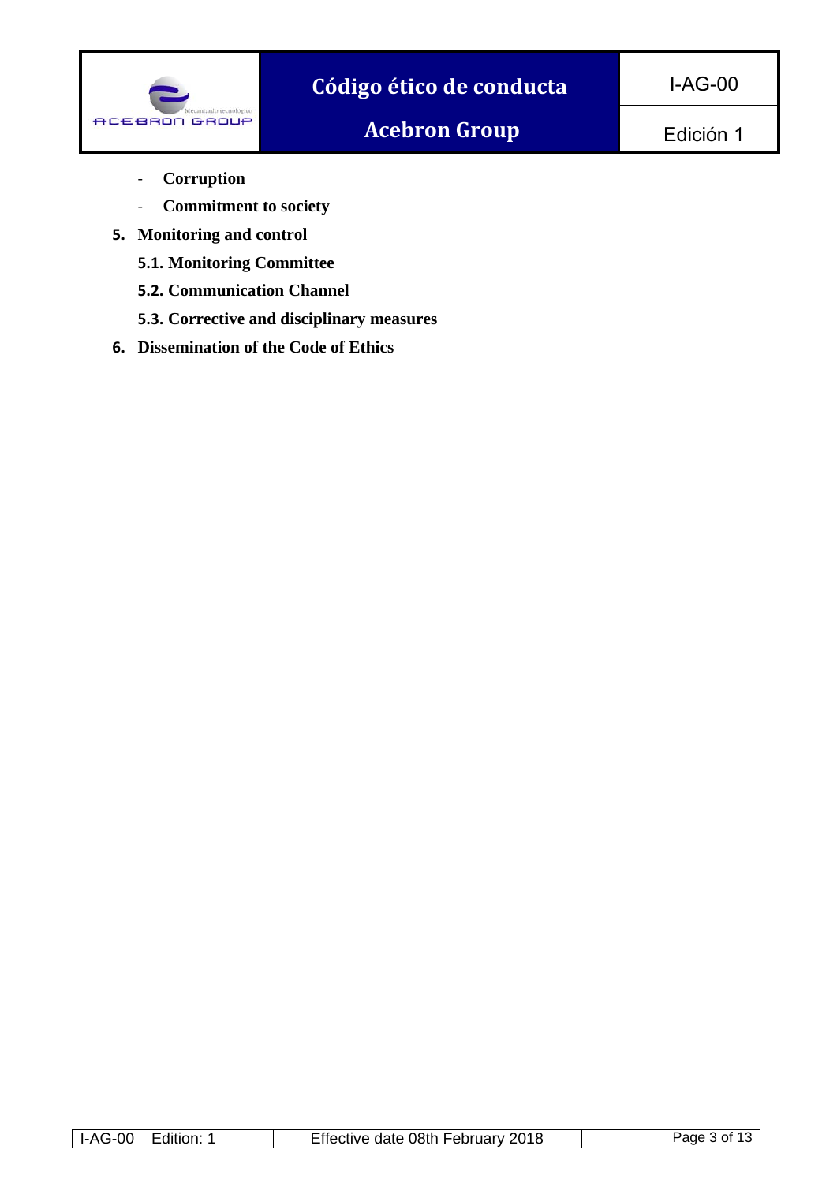- **Corruption**
- **Commitment to society**

5. **Monitoring and control**

   **5.1. Monitoring Committee**

   **5.2. Communication Channel**

   **5.3. Corrective and disciplinary measures**

6. **Dissemination of the Code of Ethics**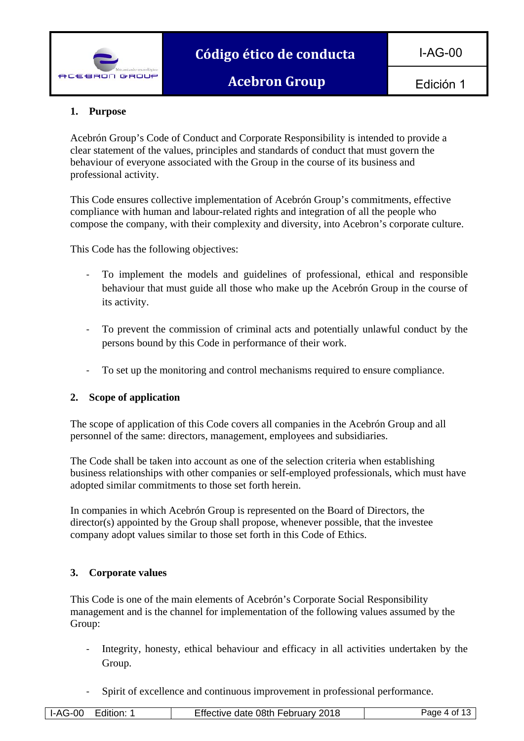## 1. Purpose

Acebrón Group's Code of Conduct and Corporate Responsibility is intended to provide a clear statement of the values, principles and standards of conduct that must govern the behaviour of everyone associated with the Group in the course of its business and professional activity.

This Code ensures collective implementation of Acebrón Group's commitments, effective compliance with human and labour-related rights and integration of all the people who compose the company, with their complexity and diversity, into Acebron's corporate culture.

This Code has the following objectives:

- To implement the models and guidelines of professional, ethical and responsible behaviour that must guide all those who make up the Acebrón Group in the course of its activity.
- To prevent the commission of criminal acts and potentially unlawful conduct by the persons bound by this Code in performance of their work.
- To set up the monitoring and control mechanisms required to ensure compliance.

## 2. Scope of application

The scope of application of this Code covers all companies in the Acebrón Group and all personnel of the same: directors, management, employees and subsidiaries.

The Code shall be taken into account as one of the selection criteria when establishing business relationships with other companies or self-employed professionals, which must have adopted similar commitments to those set forth herein.

In companies in which Acebrón Group is represented on the Board of Directors, the director(s) appointed by the Group shall propose, whenever possible, that the investee company adopt values similar to those set forth in this Code of Ethics.

## 3. Corporate values

This Code is one of the main elements of Acebrón's Corporate Social Responsibility management and is the channel for implementation of the following values assumed by the Group:

- Integrity, honesty, ethical behaviour and efficacy in all activities undertaken by the Group.
- Spirit of excellence and continuous improvement in professional performance.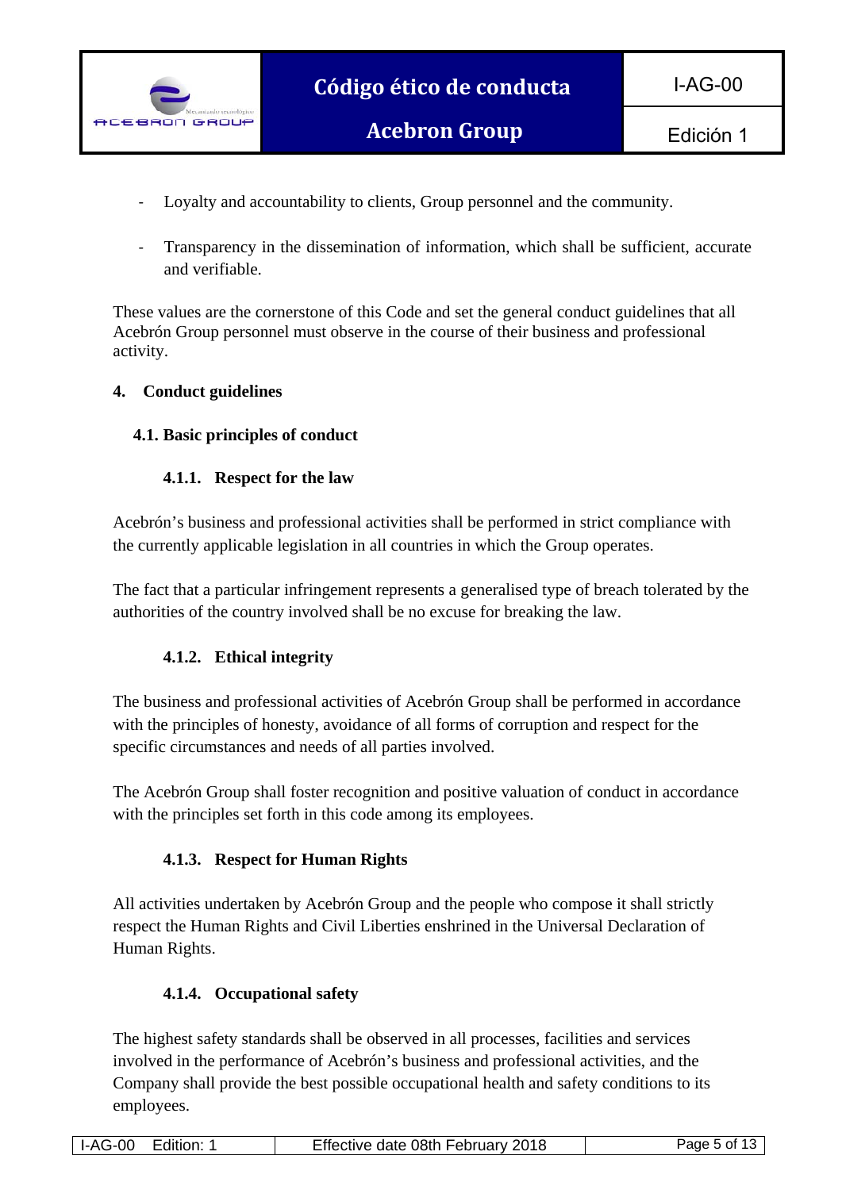- Loyalty and accountability to clients, Group personnel and the community.

- Transparency in the dissemination of information, which shall be sufficient, accurate and verifiable.

These values are the cornerstone of this Code and set the general conduct guidelines that all Acebrón Group personnel must observe in the course of their business and professional activity.

## 4. Conduct guidelines

### 4.1. Basic principles of conduct

#### 4.1.1. Respect for the law

Acebrón's business and professional activities shall be performed in strict compliance with the currently applicable legislation in all countries in which the Group operates.

The fact that a particular infringement represents a generalised type of breach tolerated by the authorities of the country involved shall be no excuse for breaking the law.

#### 4.1.2. Ethical integrity

The business and professional activities of Acebrón Group shall be performed in accordance with the principles of honesty, avoidance of all forms of corruption and respect for the specific circumstances and needs of all parties involved.

The Acebrón Group shall foster recognition and positive valuation of conduct in accordance with the principles set forth in this code among its employees.

#### 4.1.3. Respect for Human Rights

All activities undertaken by Acebrón Group and the people who compose it shall strictly respect the Human Rights and Civil Liberties enshrined in the Universal Declaration of Human Rights.

#### 4.1.4. Occupational safety

The highest safety standards shall be observed in all processes, facilities and services involved in the performance of Acebrón's business and professional activities, and the Company shall provide the best possible occupational health and safety conditions to its employees.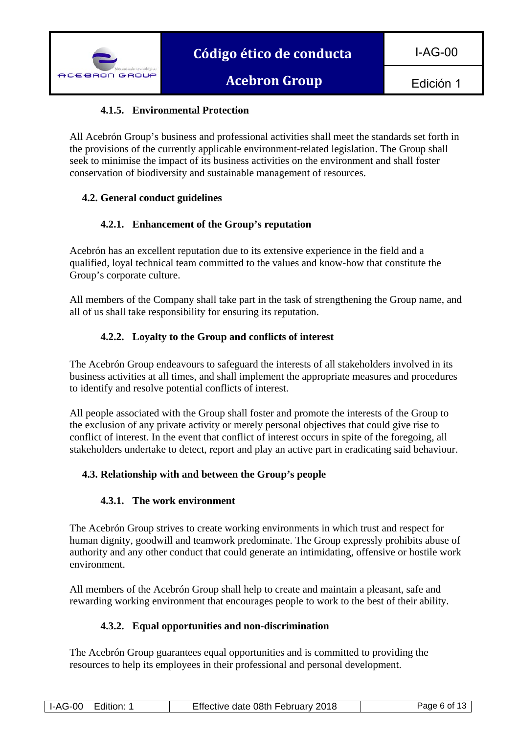#### 4.1.5. Environmental Protection

All Acebrón Group's business and professional activities shall meet the standards set forth in the provisions of the currently applicable environment-related legislation. The Group shall seek to minimise the impact of its business activities on the environment and shall foster conservation of biodiversity and sustainable management of resources.

### 4.2. General conduct guidelines

#### 4.2.1. Enhancement of the Group's reputation

Acebrón has an excellent reputation due to its extensive experience in the field and a qualified, loyal technical team committed to the values and know-how that constitute the Group's corporate culture.

All members of the Company shall take part in the task of strengthening the Group name, and all of us shall take responsibility for ensuring its reputation.

#### 4.2.2. Loyalty to the Group and conflicts of interest

The Acebrón Group endeavours to safeguard the interests of all stakeholders involved in its business activities at all times, and shall implement the appropriate measures and procedures to identify and resolve potential conflicts of interest.

All people associated with the Group shall foster and promote the interests of the Group to the exclusion of any private activity or merely personal objectives that could give rise to conflict of interest. In the event that conflict of interest occurs in spite of the foregoing, all stakeholders undertake to detect, report and play an active part in eradicating said behaviour.

### 4.3. Relationship with and between the Group's people

#### 4.3.1. The work environment

The Acebrón Group strives to create working environments in which trust and respect for human dignity, goodwill and teamwork predominate. The Group expressly prohibits abuse of authority and any other conduct that could generate an intimidating, offensive or hostile work environment.

All members of the Acebrón Group shall help to create and maintain a pleasant, safe and rewarding working environment that encourages people to work to the best of their ability.

#### 4.3.2. Equal opportunities and non-discrimination

The Acebrón Group guarantees equal opportunities and is committed to providing the resources to help its employees in their professional and personal development.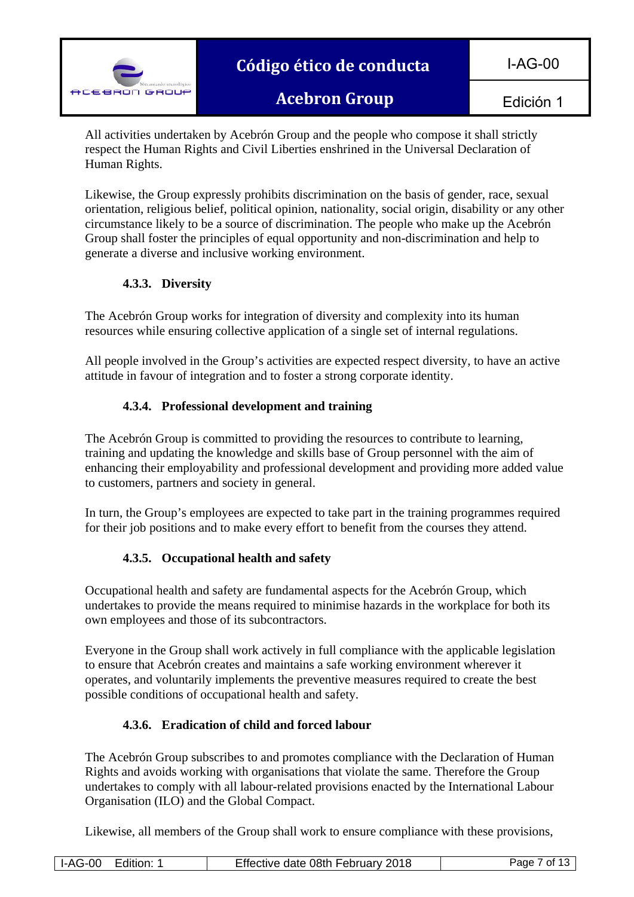All activities undertaken by Acebrón Group and the people who compose it shall strictly respect the Human Rights and Civil Liberties enshrined in the Universal Declaration of Human Rights.

Likewise, the Group expressly prohibits discrimination on the basis of gender, race, sexual orientation, religious belief, political opinion, nationality, social origin, disability or any other circumstance likely to be a source of discrimination. The people who make up the Acebrón Group shall foster the principles of equal opportunity and non-discrimination and help to generate a diverse and inclusive working environment.

#### 4.3.3. Diversity

The Acebrón Group works for integration of diversity and complexity into its human resources while ensuring collective application of a single set of internal regulations.

All people involved in the Group's activities are expected respect diversity, to have an active attitude in favour of integration and to foster a strong corporate identity.

#### 4.3.4. Professional development and training

The Acebrón Group is committed to providing the resources to contribute to learning, training and updating the knowledge and skills base of Group personnel with the aim of enhancing their employability and professional development and providing more added value to customers, partners and society in general.

In turn, the Group's employees are expected to take part in the training programmes required for their job positions and to make every effort to benefit from the courses they attend.

#### 4.3.5. Occupational health and safety

Occupational health and safety are fundamental aspects for the Acebrón Group, which undertakes to provide the means required to minimise hazards in the workplace for both its own employees and those of its subcontractors.

Everyone in the Group shall work actively in full compliance with the applicable legislation to ensure that Acebrón creates and maintains a safe working environment wherever it operates, and voluntarily implements the preventive measures required to create the best possible conditions of occupational health and safety.

#### 4.3.6. Eradication of child and forced labour

The Acebrón Group subscribes to and promotes compliance with the Declaration of Human Rights and avoids working with organisations that violate the same. Therefore the Group undertakes to comply with all labour-related provisions enacted by the International Labour Organisation (ILO) and the Global Compact.

Likewise, all members of the Group shall work to ensure compliance with these provisions,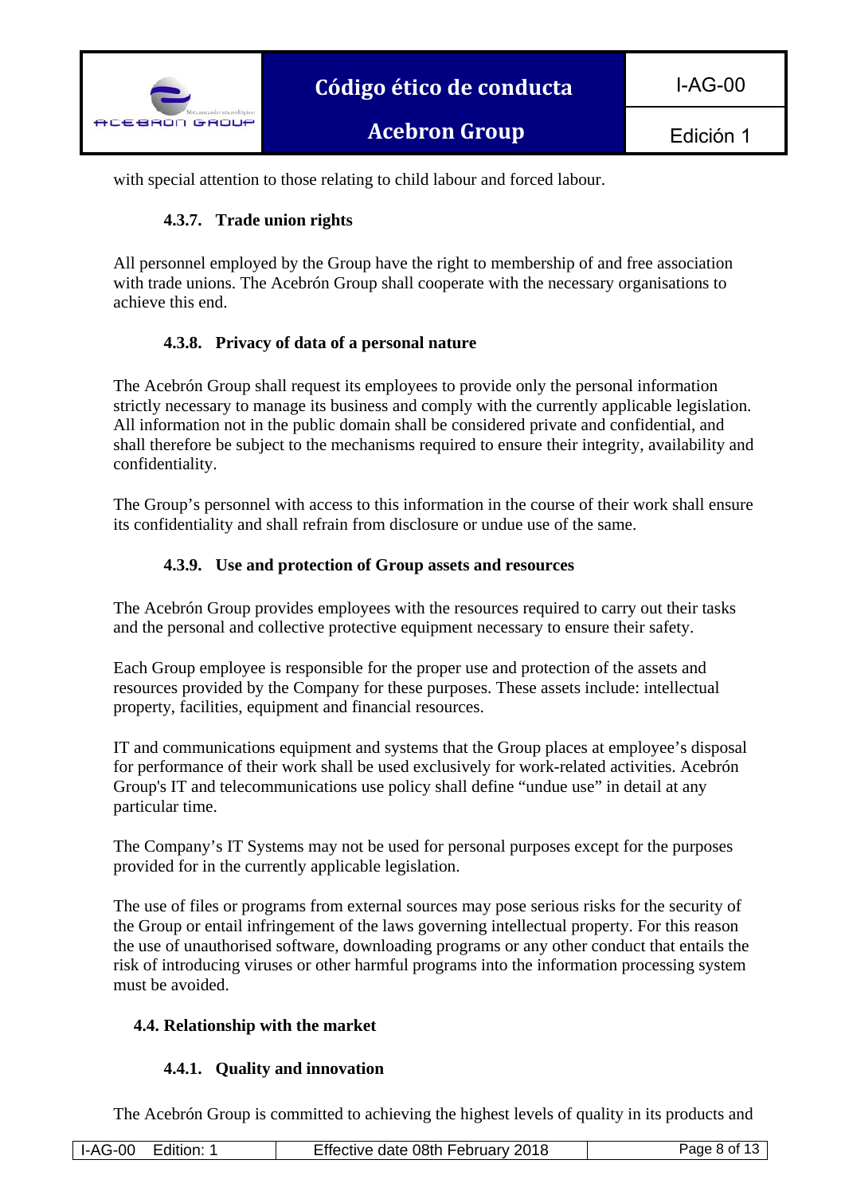with special attention to those relating to child labour and forced labour.

#### 4.3.7. Trade union rights

All personnel employed by the Group have the right to membership of and free association with trade unions. The Acebrón Group shall cooperate with the necessary organisations to achieve this end.

#### 4.3.8. Privacy of data of a personal nature

The Acebrón Group shall request its employees to provide only the personal information strictly necessary to manage its business and comply with the currently applicable legislation. All information not in the public domain shall be considered private and confidential, and shall therefore be subject to the mechanisms required to ensure their integrity, availability and confidentiality.

The Group's personnel with access to this information in the course of their work shall ensure its confidentiality and shall refrain from disclosure or undue use of the same.

#### 4.3.9. Use and protection of Group assets and resources

The Acebrón Group provides employees with the resources required to carry out their tasks and the personal and collective protective equipment necessary to ensure their safety.

Each Group employee is responsible for the proper use and protection of the assets and resources provided by the Company for these purposes. These assets include: intellectual property, facilities, equipment and financial resources.

IT and communications equipment and systems that the Group places at employee's disposal for performance of their work shall be used exclusively for work-related activities. Acebrón Group's IT and telecommunications use policy shall define "undue use" in detail at any particular time.

The Company's IT Systems may not be used for personal purposes except for the purposes provided for in the currently applicable legislation.

The use of files or programs from external sources may pose serious risks for the security of the Group or entail infringement of the laws governing intellectual property. For this reason the use of unauthorised software, downloading programs or any other conduct that entails the risk of introducing viruses or other harmful programs into the information processing system must be avoided.

### 4.4. Relationship with the market

#### 4.4.1. Quality and innovation

The Acebrón Group is committed to achieving the highest levels of quality in its products and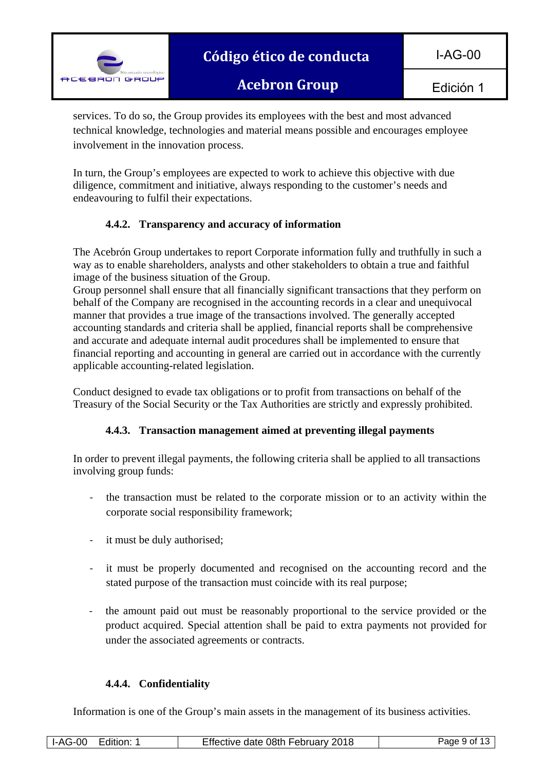services. To do so, the Group provides its employees with the best and most advanced technical knowledge, technologies and material means possible and encourages employee involvement in the innovation process.

In turn, the Group's employees are expected to work to achieve this objective with due diligence, commitment and initiative, always responding to the customer's needs and endeavouring to fulfil their expectations.

#### 4.4.2. Transparency and accuracy of information

The Acebrón Group undertakes to report Corporate information fully and truthfully in such a way as to enable shareholders, analysts and other stakeholders to obtain a true and faithful image of the business situation of the Group.
Group personnel shall ensure that all financially significant transactions that they perform on behalf of the Company are recognised in the accounting records in a clear and unequivocal manner that provides a true image of the transactions involved. The generally accepted accounting standards and criteria shall be applied, financial reports shall be comprehensive and accurate and adequate internal audit procedures shall be implemented to ensure that financial reporting and accounting in general are carried out in accordance with the currently applicable accounting-related legislation.

Conduct designed to evade tax obligations or to profit from transactions on behalf of the Treasury of the Social Security or the Tax Authorities are strictly and expressly prohibited.

#### 4.4.3. Transaction management aimed at preventing illegal payments

In order to prevent illegal payments, the following criteria shall be applied to all transactions involving group funds:

- the transaction must be related to the corporate mission or to an activity within the corporate social responsibility framework;
- it must be duly authorised;
- it must be properly documented and recognised on the accounting record and the stated purpose of the transaction must coincide with its real purpose;
- the amount paid out must be reasonably proportional to the service provided or the product acquired. Special attention shall be paid to extra payments not provided for under the associated agreements or contracts.

#### 4.4.4. Confidentiality

Information is one of the Group's main assets in the management of its business activities.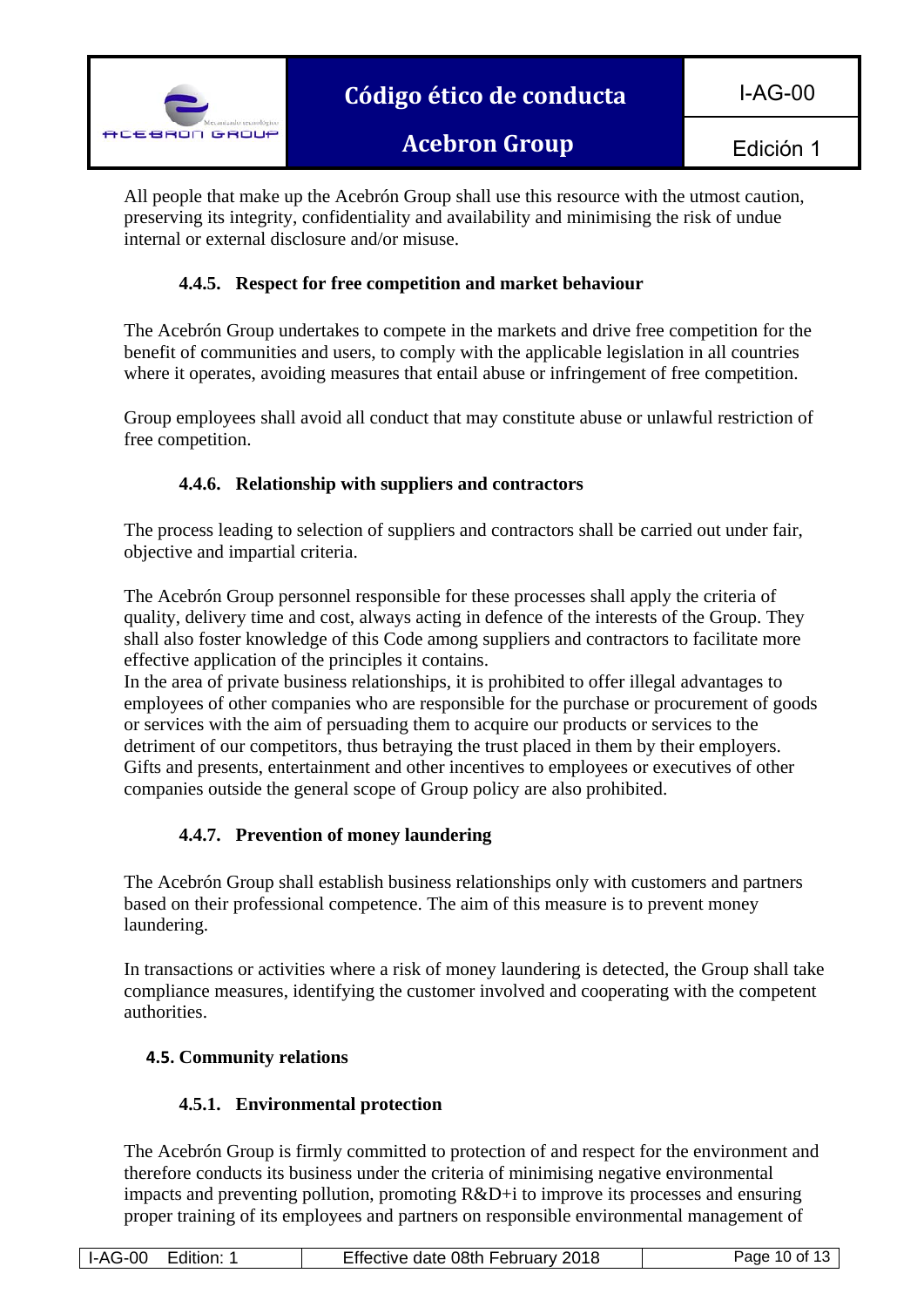All people that make up the Acebrón Group shall use this resource with the utmost caution, preserving its integrity, confidentiality and availability and minimising the risk of undue internal or external disclosure and/or misuse.

#### 4.4.5. Respect for free competition and market behaviour

The Acebrón Group undertakes to compete in the markets and drive free competition for the benefit of communities and users, to comply with the applicable legislation in all countries where it operates, avoiding measures that entail abuse or infringement of free competition.

Group employees shall avoid all conduct that may constitute abuse or unlawful restriction of free competition.

#### 4.4.6. Relationship with suppliers and contractors

The process leading to selection of suppliers and contractors shall be carried out under fair, objective and impartial criteria.

The Acebrón Group personnel responsible for these processes shall apply the criteria of quality, delivery time and cost, always acting in defence of the interests of the Group. They shall also foster knowledge of this Code among suppliers and contractors to facilitate more effective application of the principles it contains.
In the area of private business relationships, it is prohibited to offer illegal advantages to employees of other companies who are responsible for the purchase or procurement of goods or services with the aim of persuading them to acquire our products or services to the detriment of our competitors, thus betraying the trust placed in them by their employers. Gifts and presents, entertainment and other incentives to employees or executives of other companies outside the general scope of Group policy are also prohibited.

#### 4.4.7. Prevention of money laundering

The Acebrón Group shall establish business relationships only with customers and partners based on their professional competence. The aim of this measure is to prevent money laundering.

In transactions or activities where a risk of money laundering is detected, the Group shall take compliance measures, identifying the customer involved and cooperating with the competent authorities.

### 4.5. Community relations

#### 4.5.1. Environmental protection

The Acebrón Group is firmly committed to protection of and respect for the environment and therefore conducts its business under the criteria of minimising negative environmental impacts and preventing pollution, promoting R&D+i to improve its processes and ensuring proper training of its employees and partners on responsible environmental management of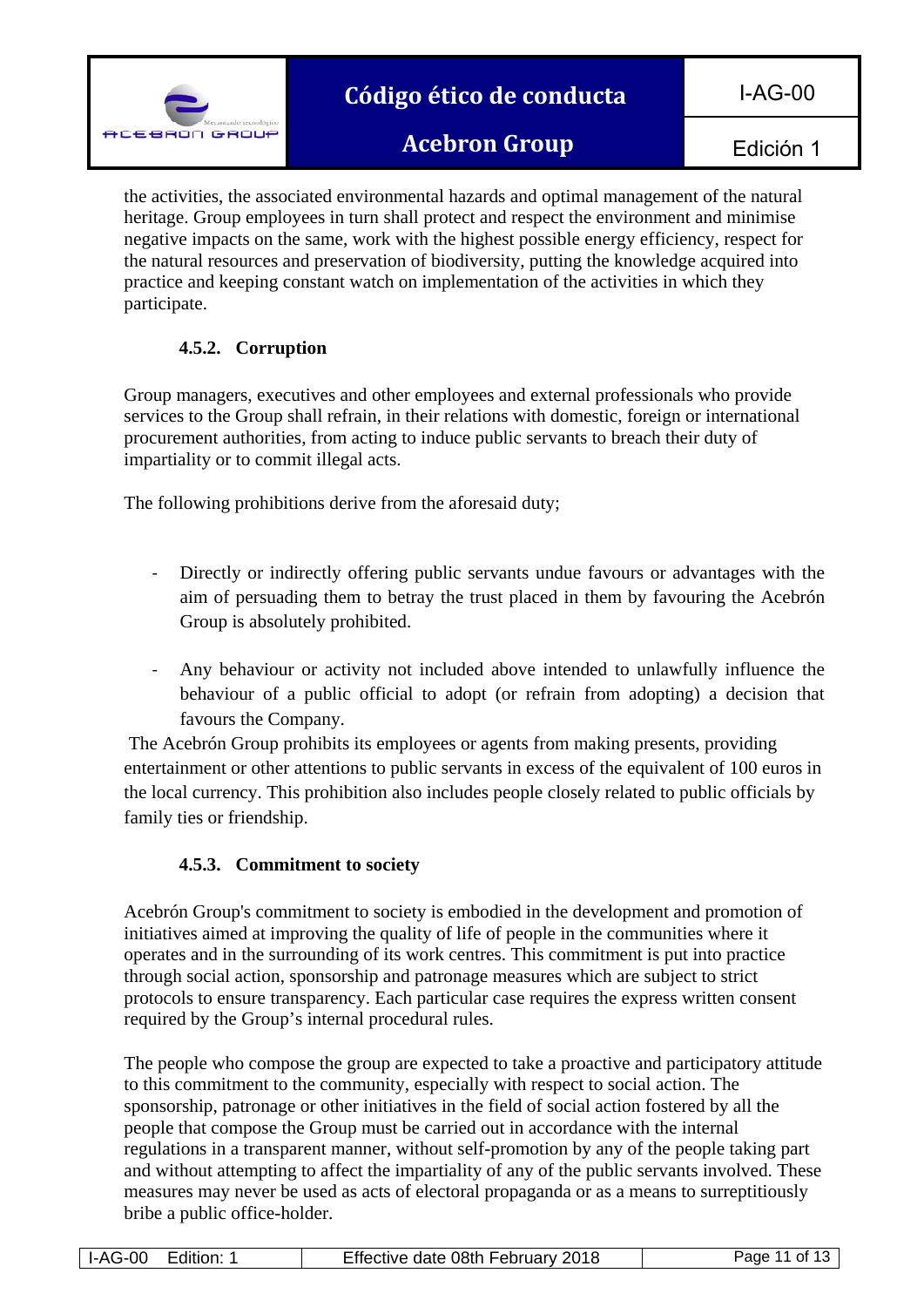the activities, the associated environmental hazards and optimal management of the natural heritage. Group employees in turn shall protect and respect the environment and minimise negative impacts on the same, work with the highest possible energy efficiency, respect for the natural resources and preservation of biodiversity, putting the knowledge acquired into practice and keeping constant watch on implementation of the activities in which they participate.

#### 4.5.2. Corruption

Group managers, executives and other employees and external professionals who provide services to the Group shall refrain, in their relations with domestic, foreign or international procurement authorities, from acting to induce public servants to breach their duty of impartiality or to commit illegal acts.

The following prohibitions derive from the aforesaid duty;

- Directly or indirectly offering public servants undue favours or advantages with the aim of persuading them to betray the trust placed in them by favouring the Acebrón Group is absolutely prohibited.

- Any behaviour or activity not included above intended to unlawfully influence the behaviour of a public official to adopt (or refrain from adopting) a decision that favours the Company.

The Acebrón Group prohibits its employees or agents from making presents, providing entertainment or other attentions to public servants in excess of the equivalent of 100 euros in the local currency. This prohibition also includes people closely related to public officials by family ties or friendship.

#### 4.5.3. Commitment to society

Acebrón Group's commitment to society is embodied in the development and promotion of initiatives aimed at improving the quality of life of people in the communities where it operates and in the surrounding of its work centres. This commitment is put into practice through social action, sponsorship and patronage measures which are subject to strict protocols to ensure transparency. Each particular case requires the express written consent required by the Group's internal procedural rules.

The people who compose the group are expected to take a proactive and participatory attitude to this commitment to the community, especially with respect to social action. The sponsorship, patronage or other initiatives in the field of social action fostered by all the people that compose the Group must be carried out in accordance with the internal regulations in a transparent manner, without self-promotion by any of the people taking part and without attempting to affect the impartiality of any of the public servants involved. These measures may never be used as acts of electoral propaganda or as a means to surreptitiously bribe a public office-holder.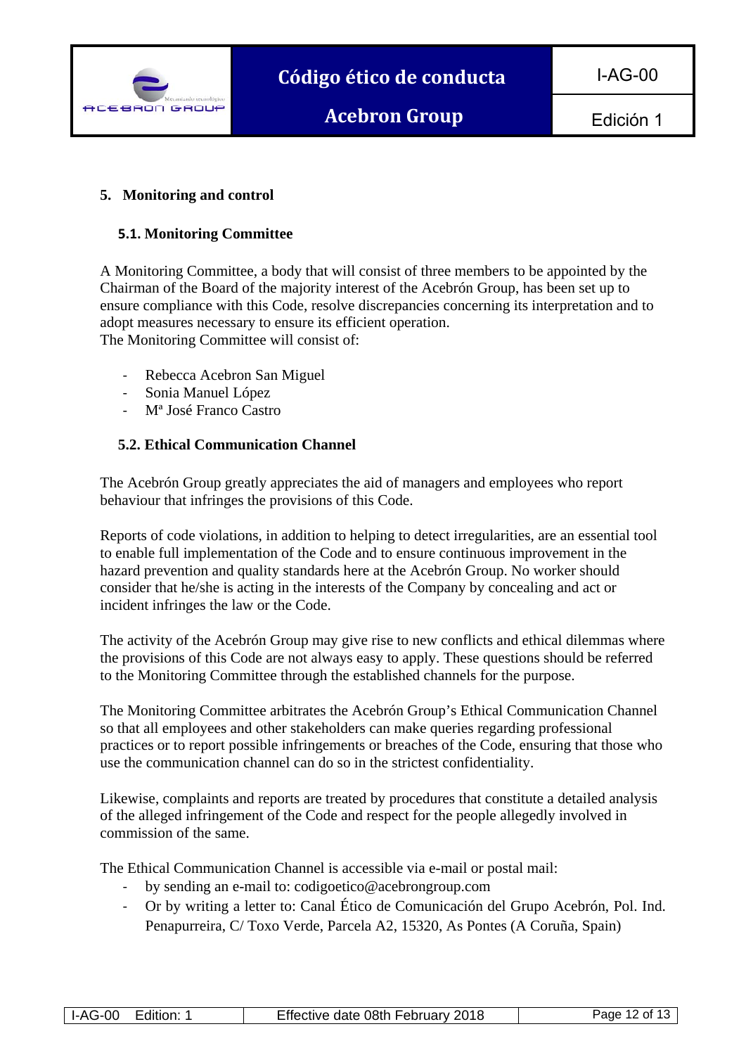## 5. Monitoring and control

### 5.1. Monitoring Committee

A Monitoring Committee, a body that will consist of three members to be appointed by the Chairman of the Board of the majority interest of the Acebrón Group, has been set up to ensure compliance with this Code, resolve discrepancies concerning its interpretation and to adopt measures necessary to ensure its efficient operation.
The Monitoring Committee will consist of:

- Rebecca Acebron San Miguel
- Sonia Manuel López
- Mª José Franco Castro

### 5.2. Ethical Communication Channel

The Acebrón Group greatly appreciates the aid of managers and employees who report behaviour that infringes the provisions of this Code.

Reports of code violations, in addition to helping to detect irregularities, are an essential tool to enable full implementation of the Code and to ensure continuous improvement in the hazard prevention and quality standards here at the Acebrón Group. No worker should consider that he/she is acting in the interests of the Company by concealing and act or incident infringes the law or the Code.

The activity of the Acebrón Group may give rise to new conflicts and ethical dilemmas where the provisions of this Code are not always easy to apply. These questions should be referred to the Monitoring Committee through the established channels for the purpose.

The Monitoring Committee arbitrates the Acebrón Group's Ethical Communication Channel so that all employees and other stakeholders can make queries regarding professional practices or to report possible infringements or breaches of the Code, ensuring that those who use the communication channel can do so in the strictest confidentiality.

Likewise, complaints and reports are treated by procedures that constitute a detailed analysis of the alleged infringement of the Code and respect for the people allegedly involved in commission of the same.

The Ethical Communication Channel is accessible via e-mail or postal mail:

- by sending an e-mail to: codigoetico@acebrongroup.com
- Or by writing a letter to: Canal Ético de Comunicación del Grupo Acebrón, Pol. Ind. Penapurreira, C/ Toxo Verde, Parcela A2, 15320, As Pontes (A Coruña, Spain)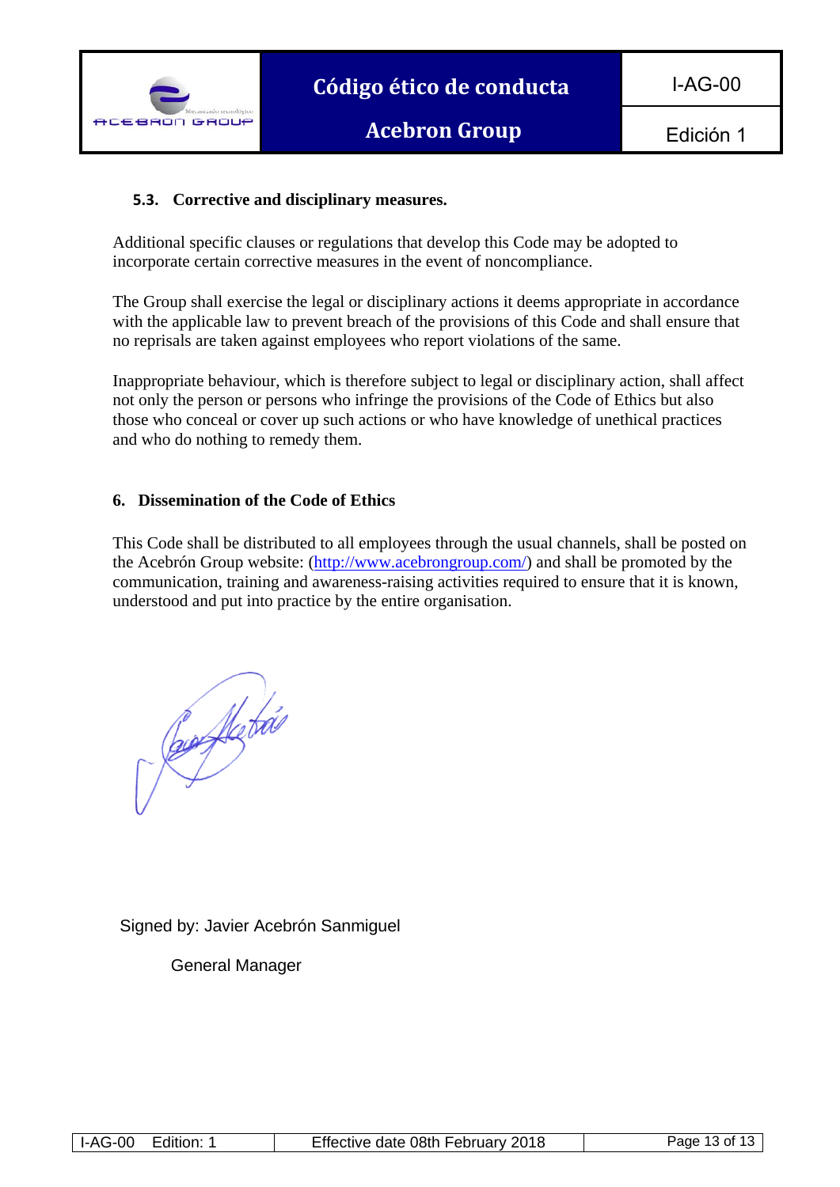### 5.3. Corrective and disciplinary measures.

Additional specific clauses or regulations that develop this Code may be adopted to incorporate certain corrective measures in the event of noncompliance.

The Group shall exercise the legal or disciplinary actions it deems appropriate in accordance with the applicable law to prevent breach of the provisions of this Code and shall ensure that no reprisals are taken against employees who report violations of the same.

Inappropriate behaviour, which is therefore subject to legal or disciplinary action, shall affect not only the person or persons who infringe the provisions of the Code of Ethics but also those who conceal or cover up such actions or who have knowledge of unethical practices and who do nothing to remedy them.

## 6. Dissemination of the Code of Ethics

This Code shall be distributed to all employees through the usual channels, shall be posted on the Acebrón Group website: (http://www.acebrongroup.com/) and shall be promoted by the communication, training and awareness-raising activities required to ensure that it is known, understood and put into practice by the entire organisation.

Signed by: Javier Acebrón Sanmiguel

General Manager